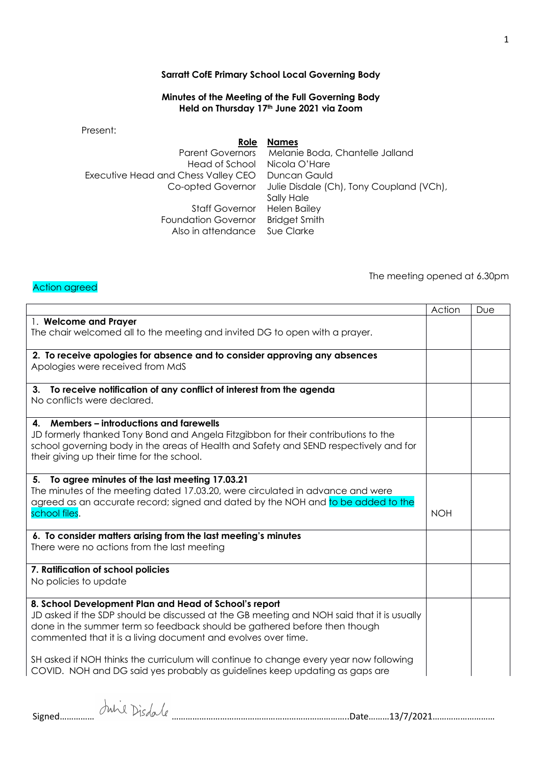**Sarratt CofE Primary School Local Governing Body**

**Minutes of the Meeting of the Full Governing Body**
**Held on Thursday 17th June 2021 via Zoom**

Present:

| Role | Names |
|---|---|
| Parent Governors | Melanie Boda, Chantelle Jalland |
| Head of School | Nicola O'Hare |
| Executive Head and Chess Valley CEO | Duncan Gauld |
| Co-opted Governor | Julie Disdale (Ch), Tony Coupland (VCh), Sally Hale |
| Staff Governor | Helen Bailey |
| Foundation Governor | Bridget Smith |
| Also in attendance | Sue Clarke |

The meeting opened at 6.30pm

Action agreed

| | Action | Due |
|---|---|---|
| 1. **Welcome and Prayer**<br>The chair welcomed all to the meeting and invited DG to open with a prayer. | | |
| **2. To receive apologies for absence and to consider approving any absences**<br>Apologies were received from MdS | | |
| **3. To receive notification of any conflict of interest from the agenda**<br>No conflicts were declared. | | |
| **4. Members – introductions and farewells**<br>JD formerly thanked Tony Bond and Angela Fitzgibbon for their contributions to the school governing body in the areas of Health and Safety and SEND respectively and for their giving up their time for the school. | | |
| **5. To agree minutes of the last meeting 17.03.21**<br>The minutes of the meeting dated 17.03.20, were circulated in advance and were agreed as an accurate record; signed and dated by the NOH and to be added to the school files. | NOH | |
| **6. To consider matters arising from the last meeting's minutes**<br>There were no actions from the last meeting | | |
| **7. Ratification of school policies**<br>No policies to update | | |
| **8. School Development Plan and Head of School's report**<br>JD asked if the SDP should be discussed at the GB meeting and NOH said that it is usually done in the summer term so feedback should be gathered before then though commented that it is a living document and evolves over time.<br><br>SH asked if NOH thinks the curriculum will continue to change every year now following COVID. NOH and DG said yes probably as guidelines keep updating as gaps are | | |

Signed…………… Julie Disdale ………………………………………………………………….Date………13/7/2021………………………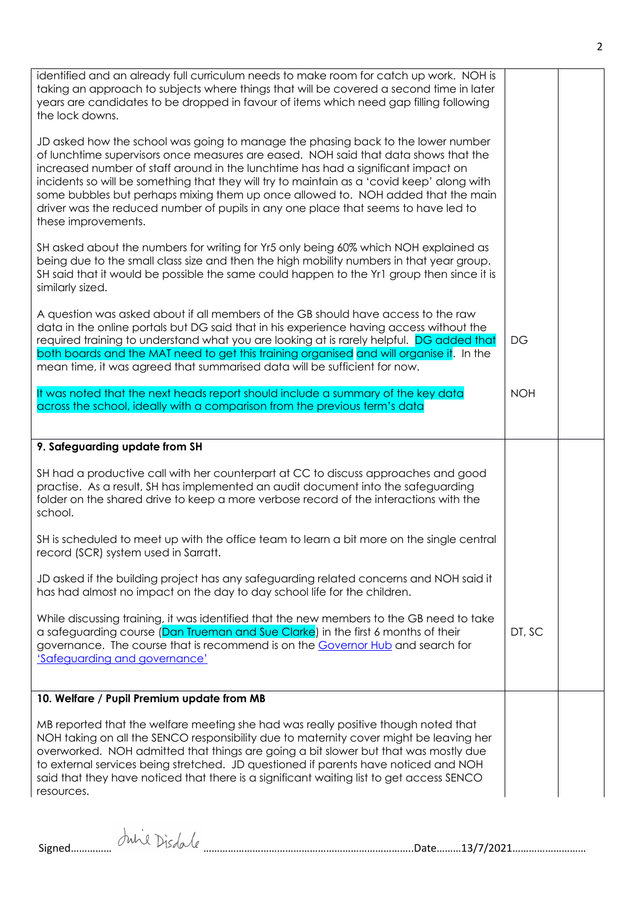| | | |
|---|---|---|
| identified and an already full curriculum needs to make room for catch up work. NOH is taking an approach to subjects where things that will be covered a second time in later years are candidates to be dropped in favour of items which need gap filling following the lock downs.<br><br>JD asked how the school was going to manage the phasing back to the lower number of lunchtime supervisors once measures are eased. NOH said that data shows that the increased number of staff around in the lunchtime has had a significant impact on incidents so will be something that they will try to maintain as a 'covid keep' along with some bubbles but perhaps mixing them up once allowed to. NOH added that the main driver was the reduced number of pupils in any one place that seems to have led to these improvements.<br><br>SH asked about the numbers for writing for Yr5 only being 60% which NOH explained as being due to the small class size and then the high mobility numbers in that year group. SH said that it would be possible the same could happen to the Yr1 group then since it is similarly sized.<br><br>A question was asked about if all members of the GB should have access to the raw data in the online portals but DG said that in his experience having access without the required training to understand what you are looking at is rarely helpful. DG added that both boards and the MAT need to get this training organised and will organise it. In the mean time, it was agreed that summarised data will be sufficient for now. | DG | |
| It was noted that the next heads report should include a summary of the key data across the school, ideally with a comparison from the previous term's data | NOH | |
| **9. Safeguarding update from SH**<br><br>SH had a productive call with her counterpart at CC to discuss approaches and good practise. As a result, SH has implemented an audit document into the safeguarding folder on the shared drive to keep a more verbose record of the interactions with the school.<br><br>SH is scheduled to meet up with the office team to learn a bit more on the single central record (SCR) system used in Sarratt.<br><br>JD asked if the building project has any safeguarding related concerns and NOH said it has had almost no impact on the day to day school life for the children. | | |
| While discussing training, it was identified that the new members to the GB need to take a safeguarding course (Dan Trueman and Sue Clarke) in the first 6 months of their governance. The course that is recommend is on the Governor Hub and search for 'Safeguarding and governance' | DT, SC | |
| **10. Welfare / Pupil Premium update from MB**<br><br>MB reported that the welfare meeting she had was really positive though noted that NOH taking on all the SENCO responsibility due to maternity cover might be leaving her overworked. NOH admitted that things are going a bit slower but that was mostly due to external services being stretched. JD questioned if parents have noticed and NOH said that they have noticed that there is a significant waiting list to get access SENCO resources. | | |

Signed…………… Julie Disdale ……………………………………………………………………..Date………13/7/2021………………………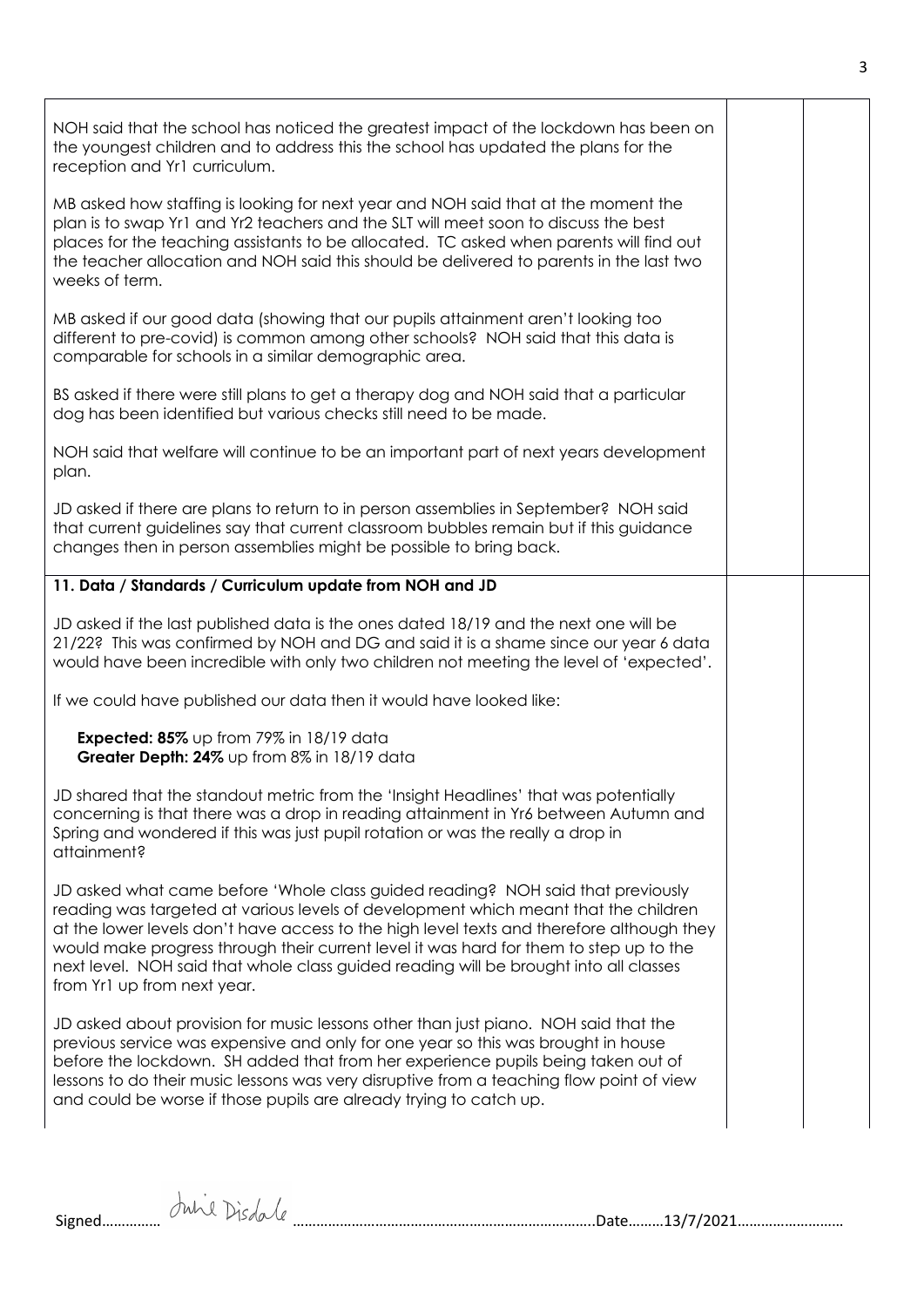NOH said that the school has noticed the greatest impact of the lockdown has been on the youngest children and to address this the school has updated the plans for the reception and Yr1 curriculum.

MB asked how staffing is looking for next year and NOH said that at the moment the plan is to swap Yr1 and Yr2 teachers and the SLT will meet soon to discuss the best places for the teaching assistants to be allocated. TC asked when parents will find out the teacher allocation and NOH said this should be delivered to parents in the last two weeks of term.

MB asked if our good data (showing that our pupils attainment aren't looking too different to pre-covid) is common among other schools? NOH said that this data is comparable for schools in a similar demographic area.

BS asked if there were still plans to get a therapy dog and NOH said that a particular dog has been identified but various checks still need to be made.

NOH said that welfare will continue to be an important part of next years development plan.

JD asked if there are plans to return to in person assemblies in September? NOH said that current guidelines say that current classroom bubbles remain but if this guidance changes then in person assemblies might be possible to bring back.

**11. Data / Standards / Curriculum update from NOH and JD**

JD asked if the last published data is the ones dated 18/19 and the next one will be 21/22? This was confirmed by NOH and DG and said it is a shame since our year 6 data would have been incredible with only two children not meeting the level of 'expected'.

If we could have published our data then it would have looked like:

**Expected: 85%** up from 79% in 18/19 data
**Greater Depth: 24%** up from 8% in 18/19 data

JD shared that the standout metric from the 'Insight Headlines' that was potentially concerning is that there was a drop in reading attainment in Yr6 between Autumn and Spring and wondered if this was just pupil rotation or was the really a drop in attainment?

JD asked what came before 'Whole class guided reading? NOH said that previously reading was targeted at various levels of development which meant that the children at the lower levels don't have access to the high level texts and therefore although they would make progress through their current level it was hard for them to step up to the next level. NOH said that whole class guided reading will be brought into all classes from Yr1 up from next year.

JD asked about provision for music lessons other than just piano. NOH said that the previous service was expensive and only for one year so this was brought in house before the lockdown. SH added that from her experience pupils being taken out of lessons to do their music lessons was very disruptive from a teaching flow point of view and could be worse if those pupils are already trying to catch up.

Signed…………… Julie Disdale …………………………………………………………………Date………13/7/2021………………………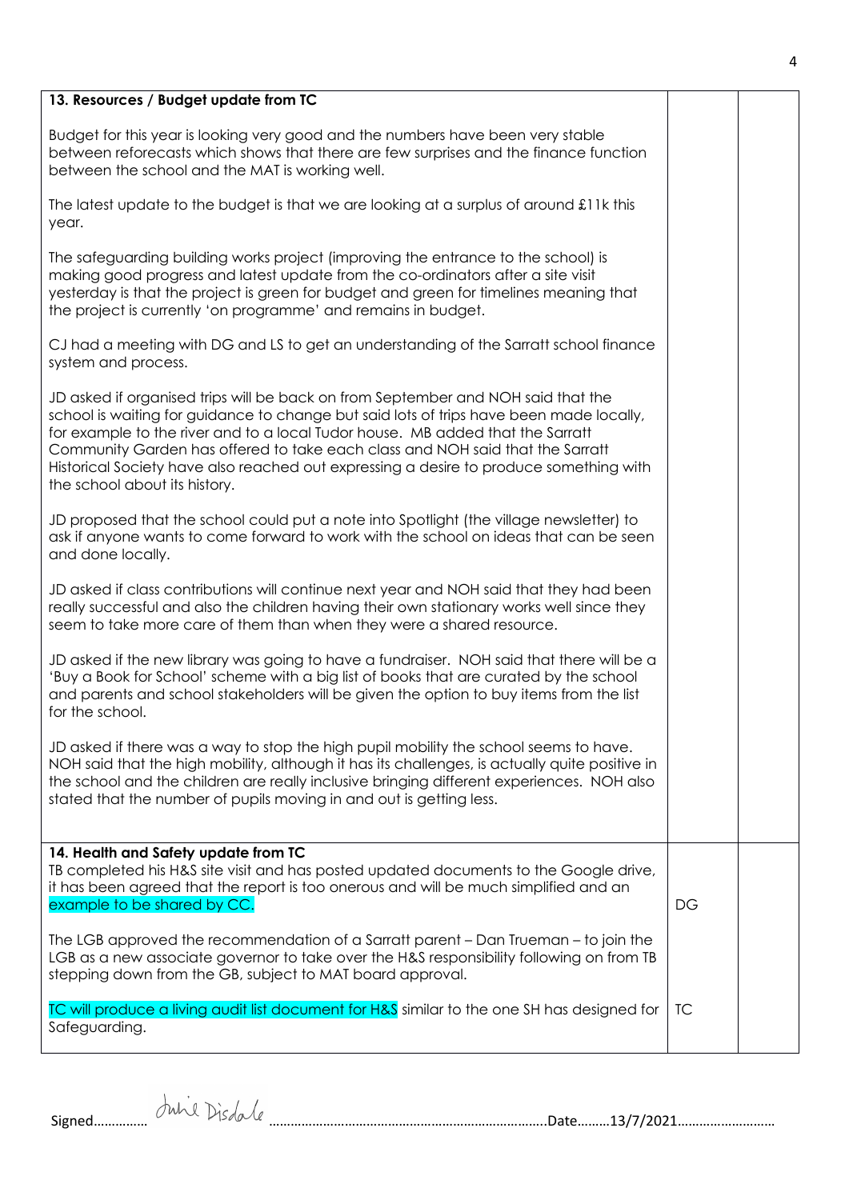| 13. Resources / Budget update from TC | | |
|---|---|---|
| Budget for this year is looking very good and the numbers have been very stable between reforecasts which shows that there are few surprises and the finance function between the school and the MAT is working well.<br><br>The latest update to the budget is that we are looking at a surplus of around £11k this year.<br><br>The safeguarding building works project (improving the entrance to the school) is making good progress and latest update from the co-ordinators after a site visit yesterday is that the project is green for budget and green for timelines meaning that the project is currently 'on programme' and remains in budget.<br><br>CJ had a meeting with DG and LS to get an understanding of the Sarratt school finance system and process.<br><br>JD asked if organised trips will be back on from September and NOH said that the school is waiting for guidance to change but said lots of trips have been made locally, for example to the river and to a local Tudor house. MB added that the Sarratt Community Garden has offered to take each class and NOH said that the Sarratt Historical Society have also reached out expressing a desire to produce something with the school about its history.<br><br>JD proposed that the school could put a note into Spotlight (the village newsletter) to ask if anyone wants to come forward to work with the school on ideas that can be seen and done locally.<br><br>JD asked if class contributions will continue next year and NOH said that they had been really successful and also the children having their own stationary works well since they seem to take more care of them than when they were a shared resource.<br><br>JD asked if the new library was going to have a fundraiser. NOH said that there will be a 'Buy a Book for School' scheme with a big list of books that are curated by the school and parents and school stakeholders will be given the option to buy items from the list for the school.<br><br>JD asked if there was a way to stop the high pupil mobility the school seems to have. NOH said that the high mobility, although it has its challenges, is actually quite positive in the school and the children are really inclusive bringing different experiences. NOH also stated that the number of pupils moving in and out is getting less. | | |
| **14. Health and Safety update from TC**<br>TB completed his H&S site visit and has posted updated documents to the Google drive, it has been agreed that the report is too onerous and will be much simplified and an example to be shared by CC. | DG | |
| The LGB approved the recommendation of a Sarratt parent – Dan Trueman – to join the LGB as a new associate governor to take over the H&S responsibility following on from TB stepping down from the GB, subject to MAT board approval. | | |
| TC will produce a living audit list document for H&S similar to the one SH has designed for Safeguarding. | TC | |

Signed…………… Julie Disdale ……………………………………………………………………..Date………13/7/2021………………………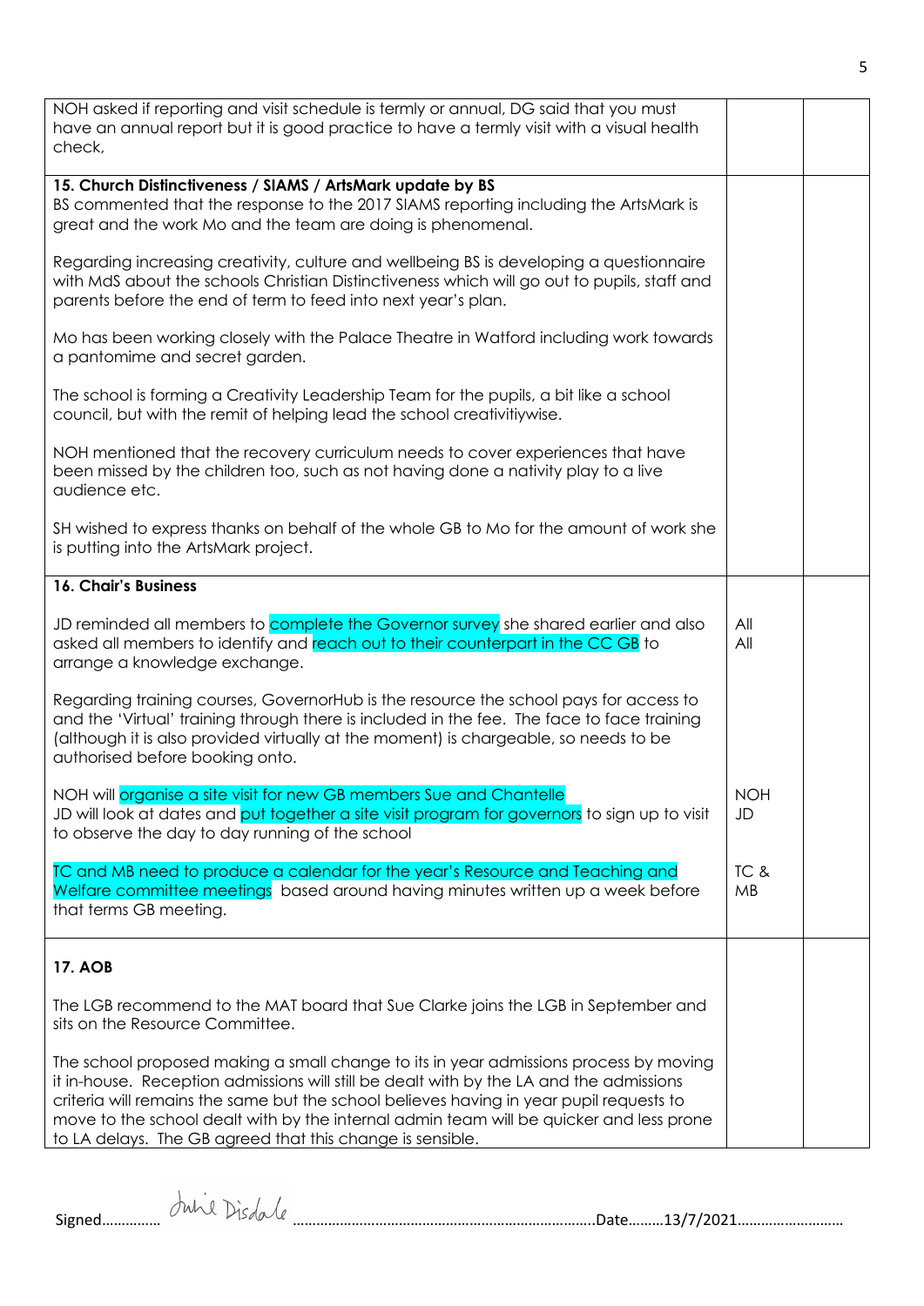| | | |
|---|---|---|
| NOH asked if reporting and visit schedule is termly or annual, DG said that you must have an annual report but it is good practice to have a termly visit with a visual health check, | | |
| **15. Church Distinctiveness / SIAMS / ArtsMark update by BS**<br>BS commented that the response to the 2017 SIAMS reporting including the ArtsMark is great and the work Mo and the team are doing is phenomenal.<br><br>Regarding increasing creativity, culture and wellbeing BS is developing a questionnaire with MdS about the schools Christian Distinctiveness which will go out to pupils, staff and parents before the end of term to feed into next year's plan.<br><br>Mo has been working closely with the Palace Theatre in Watford including work towards a pantomime and secret garden.<br><br>The school is forming a Creativity Leadership Team for the pupils, a bit like a school council, but with the remit of helping lead the school creativitiywise.<br><br>NOH mentioned that the recovery curriculum needs to cover experiences that have been missed by the children too, such as not having done a nativity play to a live audience etc.<br><br>SH wished to express thanks on behalf of the whole GB to Mo for the amount of work she is putting into the ArtsMark project. | | |
| **16. Chair's Business**<br><br>JD reminded all members to complete the Governor survey she shared earlier and also asked all members to identify and reach out to their counterpart in the CC GB to arrange a knowledge exchange.<br><br>Regarding training courses, GovernorHub is the resource the school pays for access to and the 'Virtual' training through there is included in the fee. The face to face training (although it is also provided virtually at the moment) is chargeable, so needs to be authorised before booking onto.<br><br>NOH will organise a site visit for new GB members Sue and Chantelle<br>JD will look at dates and put together a site visit program for governors to sign up to visit to observe the day to day running of the school<br><br>TC and MB need to produce a calendar for the year's Resource and Teaching and Welfare committee meetings based around having minutes written up a week before that terms GB meeting. | <br><br>All<br>All<br><br><br><br><br><br>NOH<br>JD<br><br>TC & MB | |
| **17. AOB**<br><br>The LGB recommend to the MAT board that Sue Clarke joins the LGB in September and sits on the Resource Committee.<br><br>The school proposed making a small change to its in year admissions process by moving it in-house. Reception admissions will still be dealt with by the LA and the admissions criteria will remains the same but the school believes having in year pupil requests to move to the school dealt with by the internal admin team will be quicker and less prone to LA delays. The GB agreed that this change is sensible. | | |

Signed…………… Julie Disdale ……………………………………………………………………..Date………13/7/2021………………………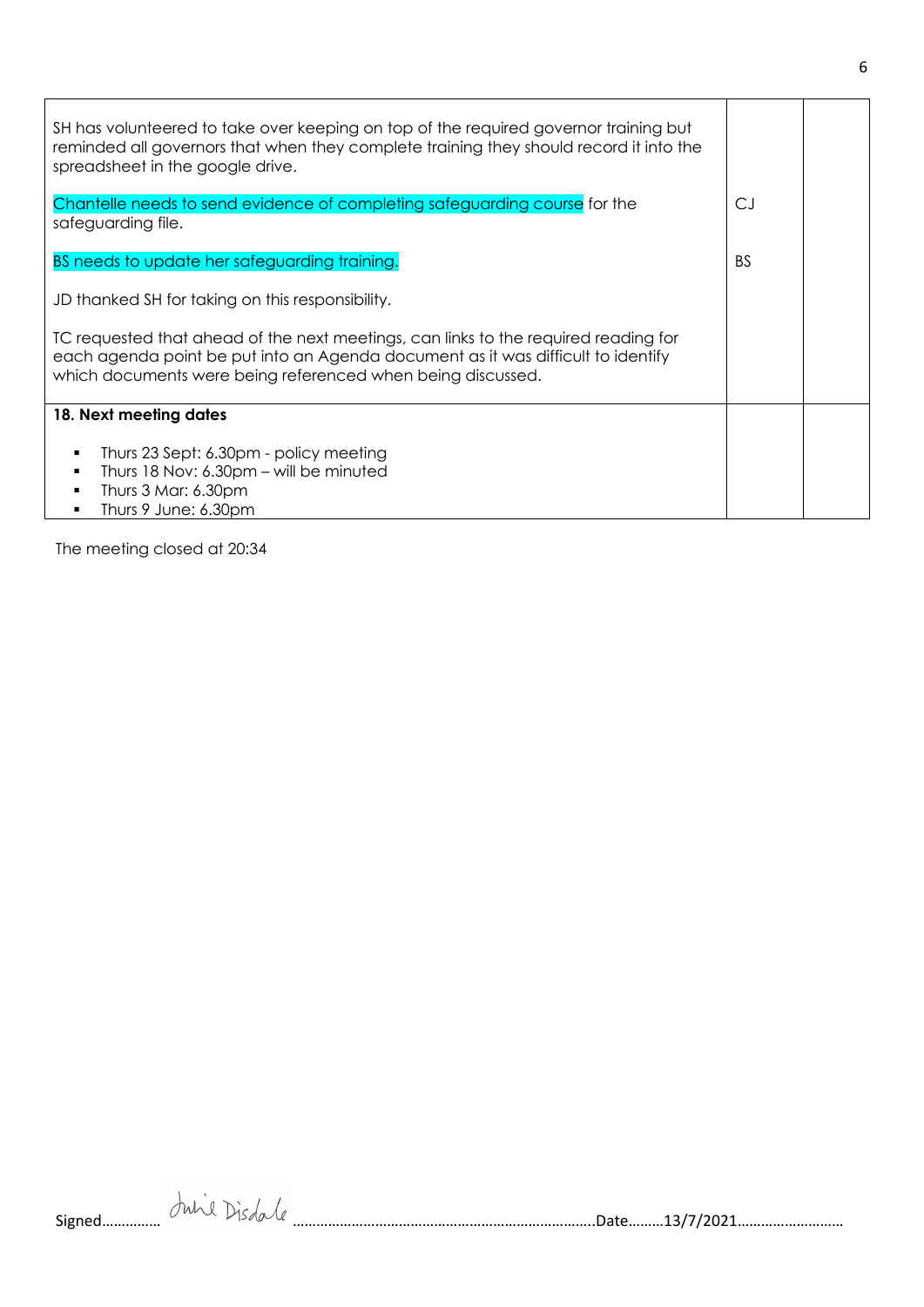| | | |
|---|---|---|
| SH has volunteered to take over keeping on top of the required governor training but reminded all governors that when they complete training they should record it into the spreadsheet in the google drive.<br><br>Chantelle needs to send evidence of completing safeguarding course for the safeguarding file.<br><br>BS needs to update her safeguarding training.<br><br>JD thanked SH for taking on this responsibility.<br><br>TC requested that ahead of the next meetings, can links to the required reading for each agenda point be put into an Agenda document as it was difficult to identify which documents were being referenced when being discussed. | <br><br><br>CJ<br><br>BS | |
| **18. Next meeting dates**<br><br>- Thurs 23 Sept: 6.30pm - policy meeting<br>- Thurs 18 Nov: 6.30pm – will be minuted<br>- Thurs 3 Mar: 6.30pm<br>- Thurs 9 June: 6.30pm | | |

The meeting closed at 20:34

Signed…………… Julie Disdale …………………………………………………………………..Date………13/7/2021………………………